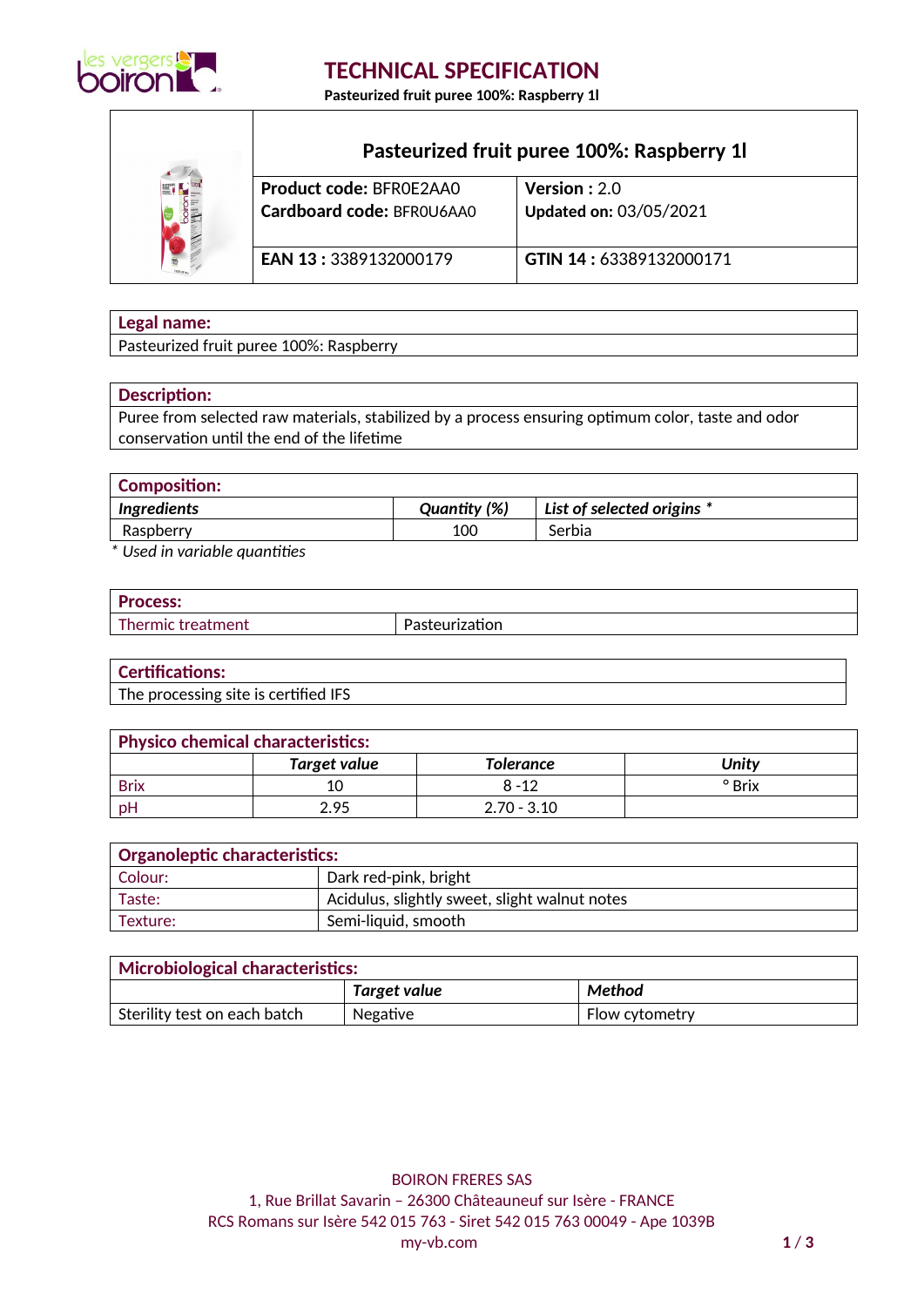# TECHNICAL SPECIFICATION

**Pasteurized fruit puree 100%: Raspberry 1l**

## Pasteurized fruit puree 100%: Raspberry 1l

| | |
|---|---|
| **Product code:** BFR0E2AA0<br>**Cardboard code:** BFR0U6AA0 | **Version :** 2.0<br>**Updated on:** 03/05/2021 |
| **EAN 13 :** 3389132000179 | **GTIN 14 :** 63389132000171 |

### Legal name:

Pasteurized fruit puree 100%: Raspberry

### Description:

Puree from selected raw materials, stabilized by a process ensuring optimum color, taste and odor conservation until the end of the lifetime

### Composition:

| *Ingredients* | *Quantity (%)* | *List of selected origins ** |
|---|---|---|
| Raspberry | 100 | Serbia |

*\* Used in variable quantities*

### Process:

| | |
|---|---|
| Thermic treatment | Pasteurization |

### Certifications:

The processing site is certified IFS

### Physico chemical characteristics:

| | *Target value* | *Tolerance* | *Unity* |
|---|---|---|---|
| Brix | 10 | 8 -12 | ° Brix |
| pH | 2.95 | 2.70 - 3.10 | |

### Organoleptic characteristics:

| | |
|---|---|
| Colour: | Dark red-pink, bright |
| Taste: | Acidulus, slightly sweet, slight walnut notes |
| Texture: | Semi-liquid, smooth |

### Microbiological characteristics:

| | *Target value* | *Method* |
|---|---|---|
| Sterility test on each batch | Negative | Flow cytometry |

BOIRON FRERES SAS
1, Rue Brillat Savarin – 26300 Châteauneuf sur Isère - FRANCE
RCS Romans sur Isère 542 015 763 - Siret 542 015 763 00049 - Ape 1039B
my-vb.com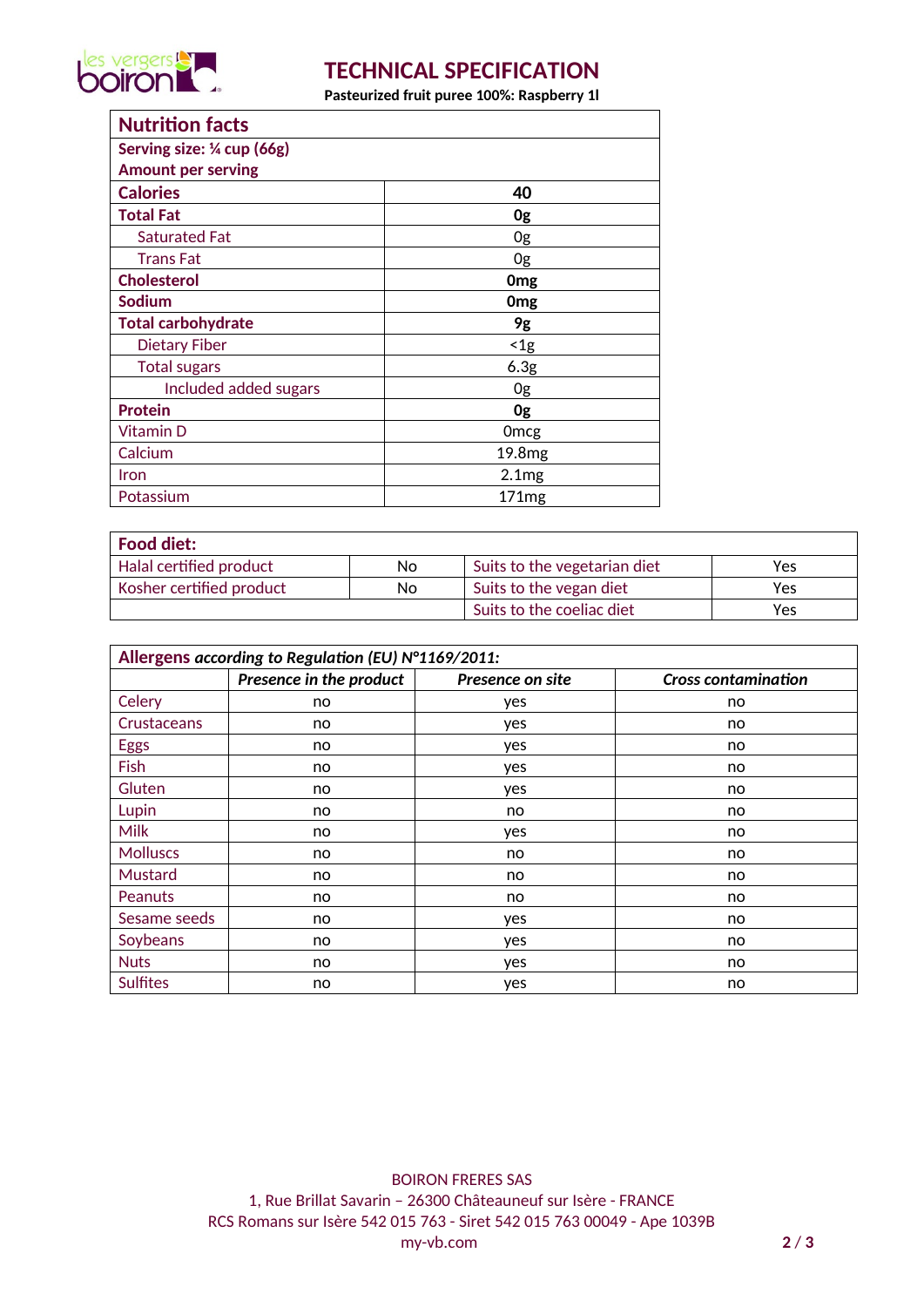# TECHNICAL SPECIFICATION

**Pasteurized fruit puree 100%: Raspberry 1l**

| **Nutrition facts** | |
|---|---|
| **Serving size: ¼ cup (66g)** | |
| **Amount per serving** | |
| **Calories** | **40** |
| **Total Fat** | **0g** |
| Saturated Fat | 0g |
| Trans Fat | 0g |
| **Cholesterol** | **0mg** |
| **Sodium** | **0mg** |
| **Total carbohydrate** | **9g** |
| Dietary Fiber | <1g |
| Total sugars | 6.3g |
| Included added sugars | 0g |
| **Protein** | **0g** |
| Vitamin D | 0mcg |
| Calcium | 19.8mg |
| Iron | 2.1mg |
| Potassium | 171mg |

| **Food diet:** | | | |
|---|---|---|---|
| Halal certified product | No | Suits to the vegetarian diet | Yes |
| Kosher certified product | No | Suits to the vegan diet | Yes |
| | | Suits to the coeliac diet | Yes |

| **Allergens *according to Regulation (EU) N°1169/2011:*** | | | |
|---|---|---|---|
| | ***Presence in the product*** | ***Presence on site*** | ***Cross contamination*** |
| Celery | no | yes | no |
| Crustaceans | no | yes | no |
| Eggs | no | yes | no |
| Fish | no | yes | no |
| Gluten | no | yes | no |
| Lupin | no | no | no |
| Milk | no | yes | no |
| Molluscs | no | no | no |
| Mustard | no | no | no |
| Peanuts | no | no | no |
| Sesame seeds | no | yes | no |
| Soybeans | no | yes | no |
| Nuts | no | yes | no |
| Sulfites | no | yes | no |

BOIRON FRERES SAS
1, Rue Brillat Savarin – 26300 Châteauneuf sur Isère - FRANCE
RCS Romans sur Isère 542 015 763 - Siret 542 015 763 00049 - Ape 1039B
my-vb.com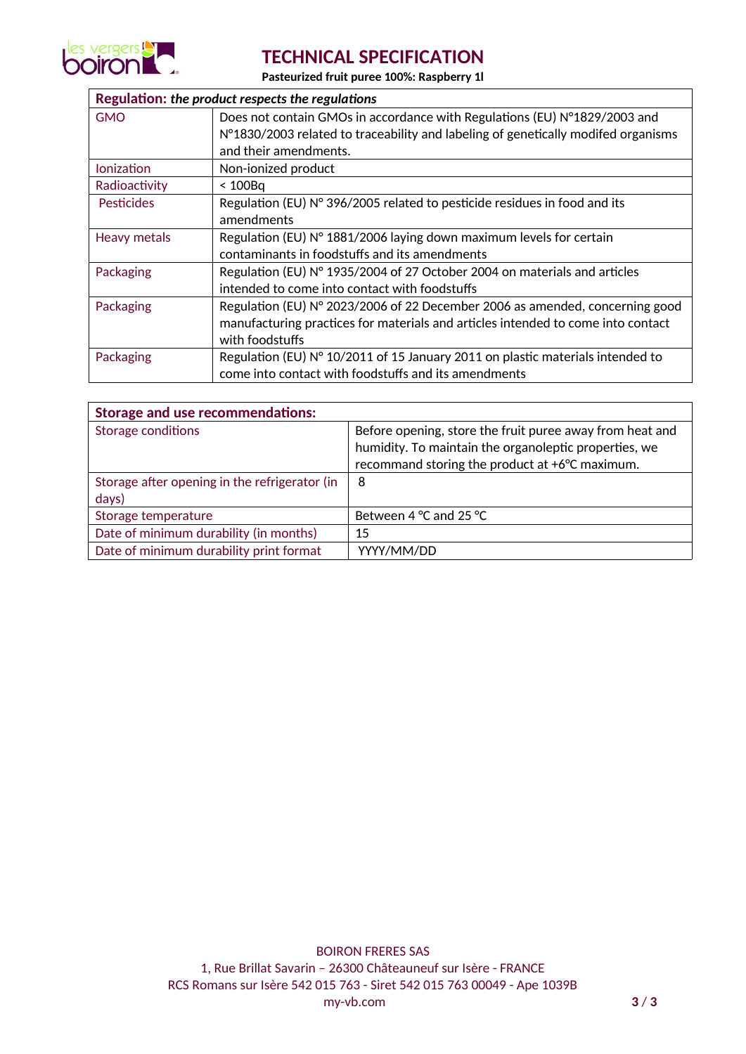# TECHNICAL SPECIFICATION

**Pasteurized fruit puree 100%: Raspberry 1l**

| **Regulation:** ***the product respects the regulations*** | |
|---|---|
| GMO | Does not contain GMOs in accordance with Regulations (EU) N°1829/2003 and N°1830/2003 related to traceability and labeling of genetically modifed organisms and their amendments. |
| Ionization | Non-ionized product |
| Radioactivity | < 100Bq |
| Pesticides | Regulation (EU) N° 396/2005 related to pesticide residues in food and its amendments |
| Heavy metals | Regulation (EU) N° 1881/2006 laying down maximum levels for certain contaminants in foodstuffs and its amendments |
| Packaging | Regulation (EU) N° 1935/2004 of 27 October 2004 on materials and articles intended to come into contact with foodstuffs |
| Packaging | Regulation (EU) N° 2023/2006 of 22 December 2006 as amended, concerning good manufacturing practices for materials and articles intended to come into contact with foodstuffs |
| Packaging | Regulation (EU) N° 10/2011 of 15 January 2011 on plastic materials intended to come into contact with foodstuffs and its amendments |

| **Storage and use recommendations:** | |
|---|---|
| Storage conditions | Before opening, store the fruit puree away from heat and humidity. To maintain the organoleptic properties, we recommand storing the product at +6°C maximum. |
| Storage after opening in the refrigerator (in days) | 8 |
| Storage temperature | Between 4 °C and 25 °C |
| Date of minimum durability (in months) | 15 |
| Date of minimum durability print format | YYYY/MM/DD |

BOIRON FRERES SAS
1, Rue Brillat Savarin – 26300 Châteauneuf sur Isère - FRANCE
RCS Romans sur Isère 542 015 763 - Siret 542 015 763 00049 - Ape 1039B
my-vb.com